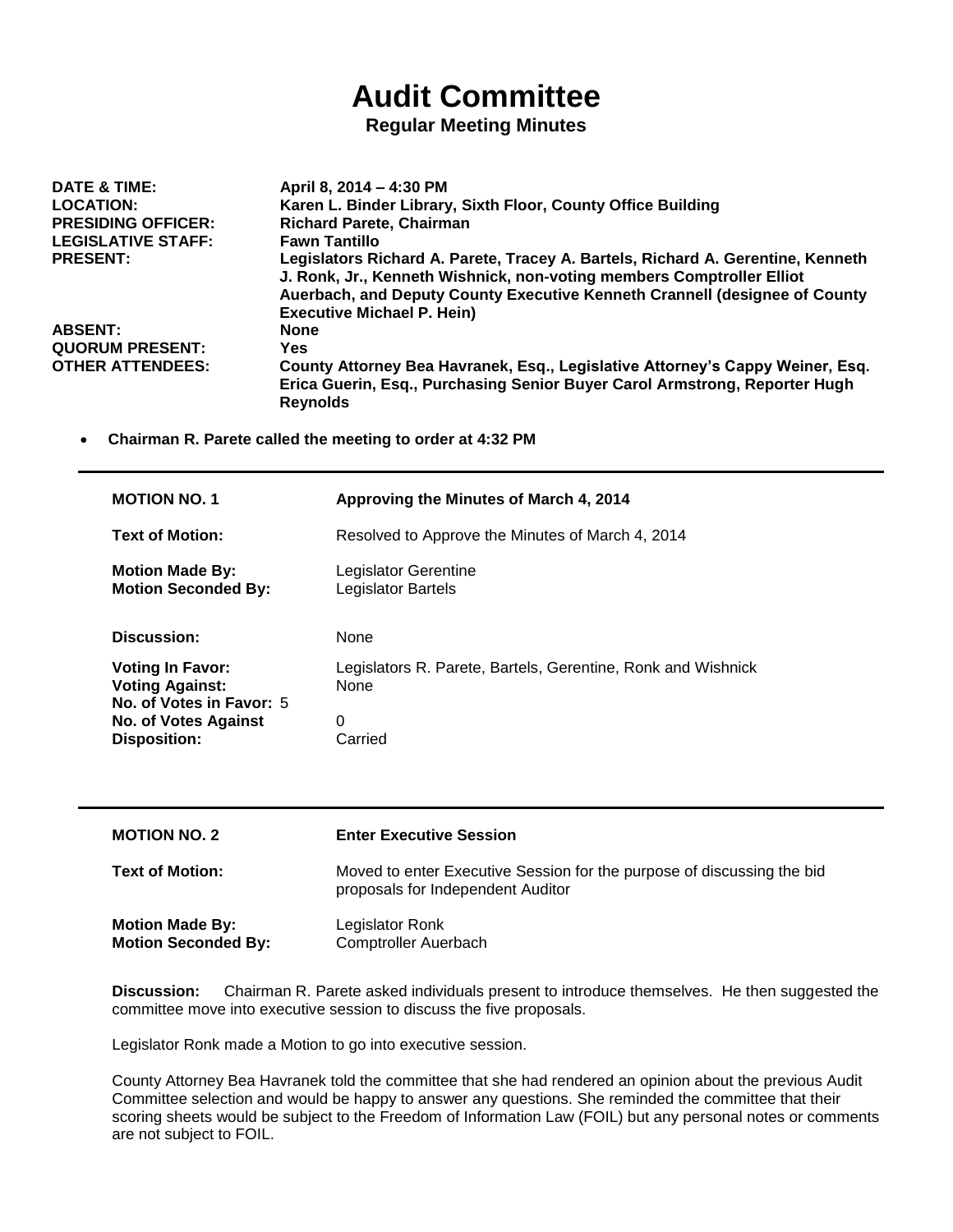# Audit Committee

**Regular Meeting Minutes**

| | |
|---|---|
| **DATE & TIME:** | **April 8, 2014 – 4:30 PM** |
| **LOCATION:** | **Karen L. Binder Library, Sixth Floor, County Office Building** |
| **PRESIDING OFFICER:** | **Richard Parete, Chairman** |
| **LEGISLATIVE STAFF:** | **Fawn Tantillo** |
| **PRESENT:** | **Legislators Richard A. Parete, Tracey A. Bartels, Richard A. Gerentine, Kenneth J. Ronk, Jr., Kenneth Wishnick, non-voting members Comptroller Elliot Auerbach, and Deputy County Executive Kenneth Crannell (designee of County Executive Michael P. Hein)** |
| **ABSENT:** | **None** |
| **QUORUM PRESENT:** | **Yes** |
| **OTHER ATTENDEES:** | **County Attorney Bea Havranek, Esq., Legislative Attorney's Cappy Weiner, Esq. Erica Guerin, Esq., Purchasing Senior Buyer Carol Armstrong, Reporter Hugh Reynolds** |

- **Chairman R. Parete called the meeting to order at 4:32 PM**

---

| | |
|---|---|
| **MOTION NO. 1** | **Approving the Minutes of March 4, 2014** |
| **Text of Motion:** | Resolved to Approve the Minutes of March 4, 2014 |
| **Motion Made By:** | Legislator Gerentine |
| **Motion Seconded By:** | Legislator Bartels |
| **Discussion:** | None |
| **Voting In Favor:** | Legislators R. Parete, Bartels, Gerentine, Ronk and Wishnick |
| **Voting Against:** | None |
| **No. of Votes in Favor:** | 5 |
| **No. of Votes Against** | 0 |
| **Disposition:** | Carried |

---

| | |
|---|---|
| **MOTION NO. 2** | **Enter Executive Session** |
| **Text of Motion:** | Moved to enter Executive Session for the purpose of discussing the bid proposals for Independent Auditor |
| **Motion Made By:** | Legislator Ronk |
| **Motion Seconded By:** | Comptroller Auerbach |

**Discussion:** Chairman R. Parete asked individuals present to introduce themselves. He then suggested the committee move into executive session to discuss the five proposals.

Legislator Ronk made a Motion to go into executive session.

County Attorney Bea Havranek told the committee that she had rendered an opinion about the previous Audit Committee selection and would be happy to answer any questions. She reminded the committee that their scoring sheets would be subject to the Freedom of Information Law (FOIL) but any personal notes or comments are not subject to FOIL.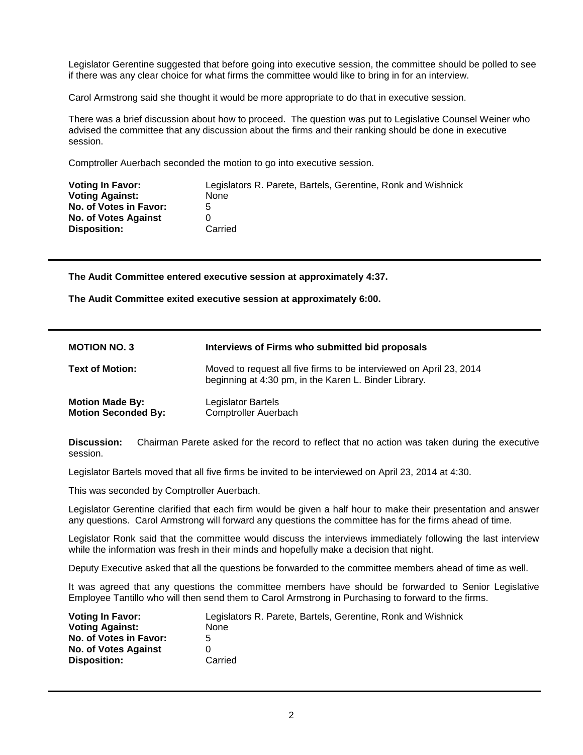Legislator Gerentine suggested that before going into executive session, the committee should be polled to see if there was any clear choice for what firms the committee would like to bring in for an interview.

Carol Armstrong said she thought it would be more appropriate to do that in executive session.

There was a brief discussion about how to proceed. The question was put to Legislative Counsel Weiner who advised the committee that any discussion about the firms and their ranking should be done in executive session.

Comptroller Auerbach seconded the motion to go into executive session.

| | |
|---|---|
| **Voting In Favor:** | Legislators R. Parete, Bartels, Gerentine, Ronk and Wishnick |
| **Voting Against:** | None |
| **No. of Votes in Favor:** | 5 |
| **No. of Votes Against** | 0 |
| **Disposition:** | Carried |

---

**The Audit Committee entered executive session at approximately 4:37.**

**The Audit Committee exited executive session at approximately 6:00.**

---

| | |
|---|---|
| **MOTION NO. 3** | **Interviews of Firms who submitted bid proposals** |
| **Text of Motion:** | Moved to request all five firms to be interviewed on April 23, 2014 beginning at 4:30 pm, in the Karen L. Binder Library. |
| **Motion Made By:** | Legislator Bartels |
| **Motion Seconded By:** | Comptroller Auerbach |

**Discussion:** Chairman Parete asked for the record to reflect that no action was taken during the executive session.

Legislator Bartels moved that all five firms be invited to be interviewed on April 23, 2014 at 4:30.

This was seconded by Comptroller Auerbach.

Legislator Gerentine clarified that each firm would be given a half hour to make their presentation and answer any questions. Carol Armstrong will forward any questions the committee has for the firms ahead of time.

Legislator Ronk said that the committee would discuss the interviews immediately following the last interview while the information was fresh in their minds and hopefully make a decision that night.

Deputy Executive asked that all the questions be forwarded to the committee members ahead of time as well.

It was agreed that any questions the committee members have should be forwarded to Senior Legislative Employee Tantillo who will then send them to Carol Armstrong in Purchasing to forward to the firms.

| | |
|---|---|
| **Voting In Favor:** | Legislators R. Parete, Bartels, Gerentine, Ronk and Wishnick |
| **Voting Against:** | None |
| **No. of Votes in Favor:** | 5 |
| **No. of Votes Against** | 0 |
| **Disposition:** | Carried |

---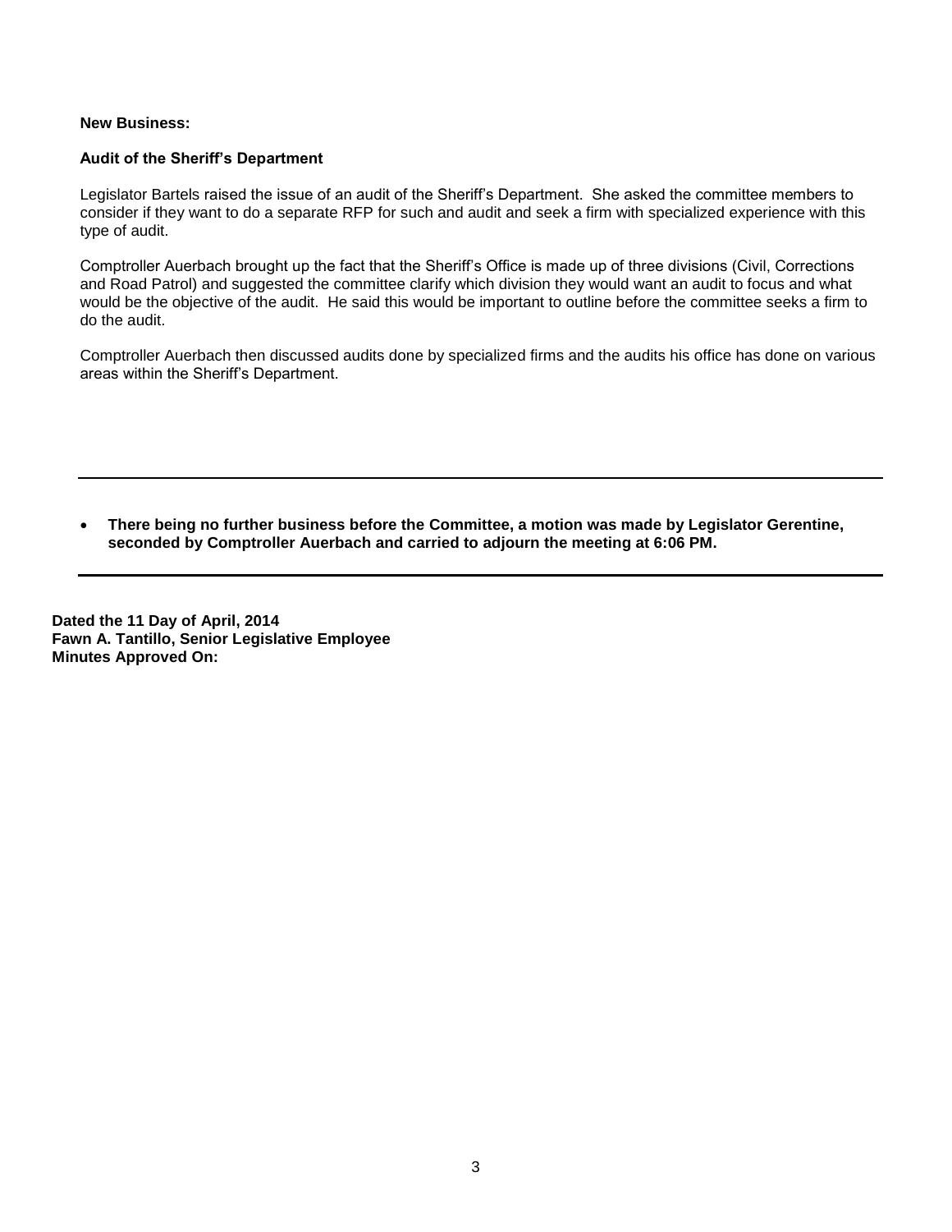**New Business:**

**Audit of the Sheriff's Department**

Legislator Bartels raised the issue of an audit of the Sheriff's Department. She asked the committee members to consider if they want to do a separate RFP for such and audit and seek a firm with specialized experience with this type of audit.

Comptroller Auerbach brought up the fact that the Sheriff's Office is made up of three divisions (Civil, Corrections and Road Patrol) and suggested the committee clarify which division they would want an audit to focus and what would be the objective of the audit. He said this would be important to outline before the committee seeks a firm to do the audit.

Comptroller Auerbach then discussed audits done by specialized firms and the audits his office has done on various areas within the Sheriff's Department.

---

- **There being no further business before the Committee, a motion was made by Legislator Gerentine, seconded by Comptroller Auerbach and carried to adjourn the meeting at 6:06 PM.**

---

**Dated the 11 Day of April, 2014**
**Fawn A. Tantillo, Senior Legislative Employee**
**Minutes Approved On:**